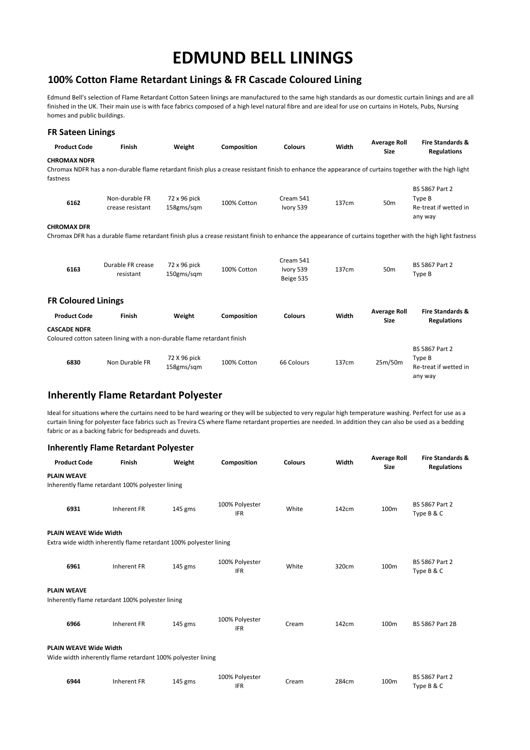# EDMUND BELL LININGS

## 100% Cotton Flame Retardant Linings & FR Cascade Coloured Lining

Edmund Bell's selection of Flame Retardant Cotton Sateen linings are manufactured to the same high standards as our domestic curtain linings and are all finished in the UK. Their main use is with face fabrics composed of a high level natural fibre and are ideal for use on curtains in Hotels, Pubs, Nursing homes and public buildings.

### FR Sateen Linings

| Product Code | Finish | Weight | Composition | Colours | Width | Average Roll Size | Fire Standards & Regulations |
|---|---|---|---|---|---|---|---|
| **CHROMAX NDFR** | | | | | | | |
| Chromax NDFR has a non-durable flame retardant finish plus a crease resistant finish to enhance the appearance of curtains together with the high light fastness | | | | | | | |
| 6162 | Non-durable FR crease resistant | 72 x 96 pick 158gms/sqm | 100% Cotton | Cream 541 Ivory 539 | 137cm | 50m | BS 5867 Part 2 Type B Re-treat if wetted in any way |
| **CHROMAX DFR** | | | | | | | |
| Chromax DFR has a durable flame retardant finish plus a crease resistant finish to enhance the appearance of curtains together with the high light fastness | | | | | | | |
| 6163 | Durable FR crease resistant | 72 x 96 pick 150gms/sqm | 100% Cotton | Cream 541 Ivory 539 Beige 535 | 137cm | 50m | BS 5867 Part 2 Type B |

### FR Coloured Linings

| Product Code | Finish | Weight | Composition | Colours | Width | Average Roll Size | Fire Standards & Regulations |
|---|---|---|---|---|---|---|---|
| **CASCADE NDFR** | | | | | | | |
| Coloured cotton sateen lining with a non-durable flame retardant finish | | | | | | | |
| 6830 | Non Durable FR | 72 X 96 pick 158gms/sqm | 100% Cotton | 66 Colours | 137cm | 25m/50m | BS 5867 Part 2 Type B Re-treat if wetted in any way |

## Inherently Flame Retardant Polyester

Ideal for situations where the curtains need to be hard wearing or they will be subjected to very regular high temperature washing. Perfect for use as a curtain lining for polyester face fabrics such as Trevira CS where flame retardant properties are needed. In addition they can also be used as a bedding fabric or as a backing fabric for bedspreads and duvets.

### Inherently Flame Retardant Polyester

| Product Code | Finish | Weight | Composition | Colours | Width | Average Roll Size | Fire Standards & Regulations |
|---|---|---|---|---|---|---|---|
| **PLAIN WEAVE** | | | | | | | |
| Inherently flame retardant 100% polyester lining | | | | | | | |
| 6931 | Inherent FR | 145 gms | 100% Polyester IFR | White | 142cm | 100m | BS 5867 Part 2 Type B & C |
| **PLAIN WEAVE Wide Width** | | | | | | | |
| Extra wide width inherently flame retardant 100% polyester lining | | | | | | | |
| 6961 | Inherent FR | 145 gms | 100% Polyester IFR | White | 320cm | 100m | BS 5867 Part 2 Type B & C |
| **PLAIN WEAVE** | | | | | | | |
| Inherently flame retardant 100% polyester lining | | | | | | | |
| 6966 | Inherent FR | 145 gms | 100% Polyester IFR | Cream | 142cm | 100m | BS 5867 Part 2B |
| **PLAIN WEAVE Wide Width** | | | | | | | |
| Wide width inherently flame retardant 100% polyester lining | | | | | | | |
| 6944 | Inherent FR | 145 gms | 100% Polyester IFR | Cream | 284cm | 100m | BS 5867 Part 2 Type B & C |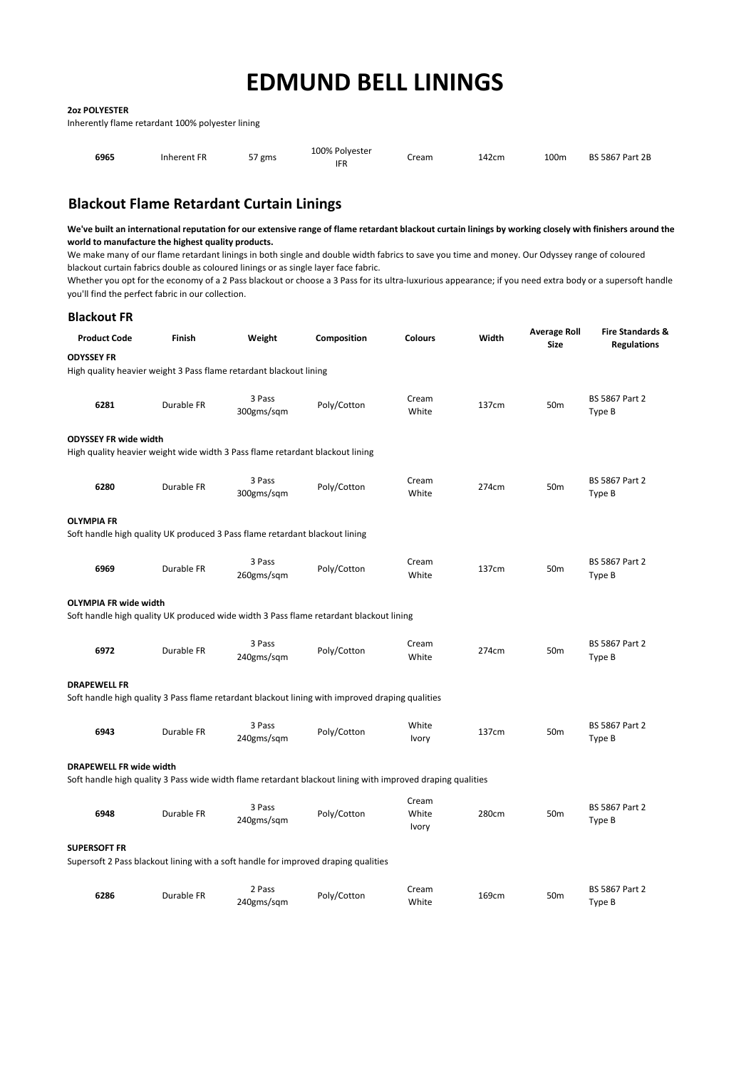# EDMUND BELL LININGS

**2oz POLYESTER**

Inherently flame retardant 100% polyester lining

| | | | | | | | |
|---|---|---|---|---|---|---|---|
| **6965** | Inherent FR | 57 gms | 100% Polyester IFR | Cream | 142cm | 100m | BS 5867 Part 2B |

## Blackout Flame Retardant Curtain Linings

**We've built an international reputation for our extensive range of flame retardant blackout curtain linings by working closely with finishers around the world to manufacture the highest quality products.**

We make many of our flame retardant linings in both single and double width fabrics to save you time and money. Our Odyssey range of coloured blackout curtain fabrics double as coloured linings or as single layer face fabric.

Whether you opt for the economy of a 2 Pass blackout or choose a 3 Pass for its ultra-luxurious appearance; if you need extra body or a supersoft handle you'll find the perfect fabric in our collection.

### Blackout FR

| Product Code | Finish | Weight | Composition | Colours | Width | Average Roll Size | Fire Standards & Regulations |
|---|---|---|---|---|---|---|---|
| **ODYSSEY FR** | | | | | | | |
| High quality heavier weight 3 Pass flame retardant blackout lining | | | | | | | |
| **6281** | Durable FR | 3 Pass 300gms/sqm | Poly/Cotton | Cream White | 137cm | 50m | BS 5867 Part 2 Type B |
| **ODYSSEY FR wide width** | | | | | | | |
| High quality heavier weight wide width 3 Pass flame retardant blackout lining | | | | | | | |
| **6280** | Durable FR | 3 Pass 300gms/sqm | Poly/Cotton | Cream White | 274cm | 50m | BS 5867 Part 2 Type B |
| **OLYMPIA FR** | | | | | | | |
| Soft handle high quality UK produced 3 Pass flame retardant blackout lining | | | | | | | |
| **6969** | Durable FR | 3 Pass 260gms/sqm | Poly/Cotton | Cream White | 137cm | 50m | BS 5867 Part 2 Type B |
| **OLYMPIA FR wide width** | | | | | | | |
| Soft handle high quality UK produced wide width 3 Pass flame retardant blackout lining | | | | | | | |
| **6972** | Durable FR | 3 Pass 240gms/sqm | Poly/Cotton | Cream White | 274cm | 50m | BS 5867 Part 2 Type B |
| **DRAPEWELL FR** | | | | | | | |
| Soft handle high quality 3 Pass flame retardant blackout lining with improved draping qualities | | | | | | | |
| **6943** | Durable FR | 3 Pass 240gms/sqm | Poly/Cotton | White Ivory | 137cm | 50m | BS 5867 Part 2 Type B |
| **DRAPEWELL FR wide width** | | | | | | | |
| Soft handle high quality 3 Pass wide width flame retardant blackout lining with improved draping qualities | | | | | | | |
| **6948** | Durable FR | 3 Pass 240gms/sqm | Poly/Cotton | Cream White Ivory | 280cm | 50m | BS 5867 Part 2 Type B |
| **SUPERSOFT FR** | | | | | | | |
| Supersoft 2 Pass blackout lining with a soft handle for improved draping qualities | | | | | | | |
| **6286** | Durable FR | 2 Pass 240gms/sqm | Poly/Cotton | Cream White | 169cm | 50m | BS 5867 Part 2 Type B |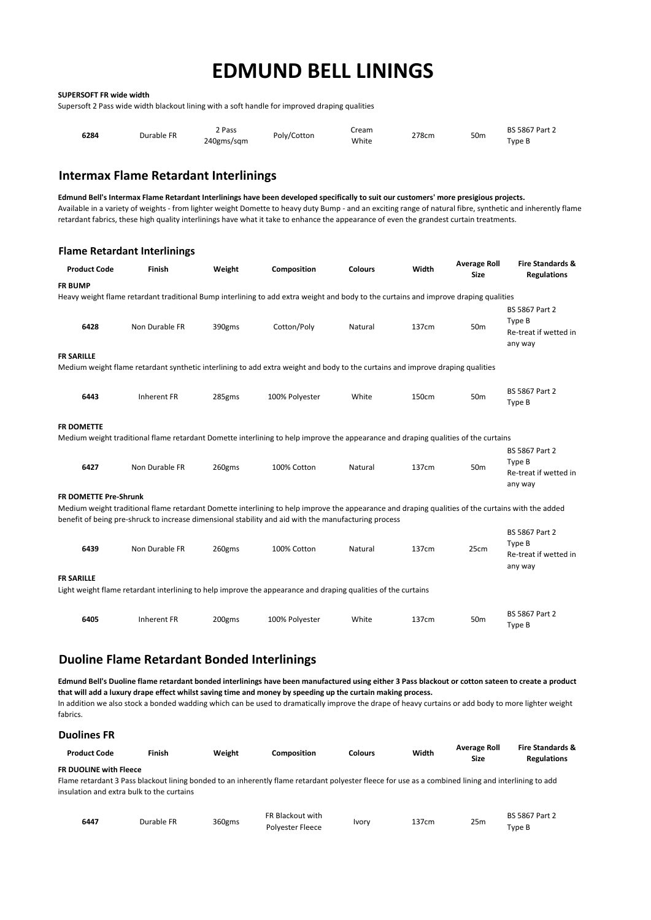# EDMUND BELL LININGS

**SUPERSOFT FR wide width**

Supersoft 2 Pass wide width blackout lining with a soft handle for improved draping qualities

| | | | | | | | |
|---|---|---|---|---|---|---|---|
| **6284** | Durable FR | 2 Pass 240gms/sqm | Poly/Cotton | Cream White | 278cm | 50m | BS 5867 Part 2 Type B |

## Intermax Flame Retardant Interlinings

**Edmund Bell's Intermax Flame Retardant Interlinings have been developed specifically to suit our customers' more presigious projects.**

Available in a variety of weights - from lighter weight Domette to heavy duty Bump - and an exciting range of natural fibre, synthetic and inherently flame retardant fabrics, these high quality interlinings have what it take to enhance the appearance of even the grandest curtain treatments.

### Flame Retardant Interlinings

| Product Code | Finish | Weight | Composition | Colours | Width | Average Roll Size | Fire Standards & Regulations |
|---|---|---|---|---|---|---|---|
| **FR BUMP** | | | | | | | |
| Heavy weight flame retardant traditional Bump interlining to add extra weight and body to the curtains and improve draping qualities | | | | | | | |
| **6428** | Non Durable FR | 390gms | Cotton/Poly | Natural | 137cm | 50m | BS 5867 Part 2 Type B Re-treat if wetted in any way |
| **FR SARILLE** | | | | | | | |
| Medium weight flame retardant synthetic interlining to add extra weight and body to the curtains and improve draping qualities | | | | | | | |
| **6443** | Inherent FR | 285gms | 100% Polyester | White | 150cm | 50m | BS 5867 Part 2 Type B |
| **FR DOMETTE** | | | | | | | |
| Medium weight traditional flame retardant Domette interlining to help improve the appearance and draping qualities of the curtains | | | | | | | |
| **6427** | Non Durable FR | 260gms | 100% Cotton | Natural | 137cm | 50m | BS 5867 Part 2 Type B Re-treat if wetted in any way |
| **FR DOMETTE Pre-Shrunk** | | | | | | | |
| Medium weight traditional flame retardant Domette interlining to help improve the appearance and draping qualities of the curtains with the added benefit of being pre-shruck to increase dimensional stability and aid with the manufacturing process | | | | | | | |
| **6439** | Non Durable FR | 260gms | 100% Cotton | Natural | 137cm | 25cm | BS 5867 Part 2 Type B Re-treat if wetted in any way |
| **FR SARILLE** | | | | | | | |
| Light weight flame retardant interlining to help improve the appearance and draping qualities of the curtains | | | | | | | |
| **6405** | Inherent FR | 200gms | 100% Polyester | White | 137cm | 50m | BS 5867 Part 2 Type B |

## Duoline Flame Retardant Bonded Interlinings

**Edmund Bell's Duoline flame retardant bonded interlinings have been manufactured using either 3 Pass blackout or cotton sateen to create a product that will add a luxury drape effect whilst saving time and money by speeding up the curtain making process.**

In addition we also stock a bonded wadding which can be used to dramatically improve the drape of heavy curtains or add body to more lighter weight fabrics.

### Duolines FR

| Product Code | Finish | Weight | Composition | Colours | Width | Average Roll Size | Fire Standards & Regulations |
|---|---|---|---|---|---|---|---|
| **FR DUOLINE with Fleece** | | | | | | | |
| Flame retardant 3 Pass blackout lining bonded to an inherently flame retardant polyester fleece for use as a combined lining and interlining to add insulation and extra bulk to the curtains | | | | | | | |
| **6447** | Durable FR | 360gms | FR Blackout with Polyester Fleece | Ivory | 137cm | 25m | BS 5867 Part 2 Type B |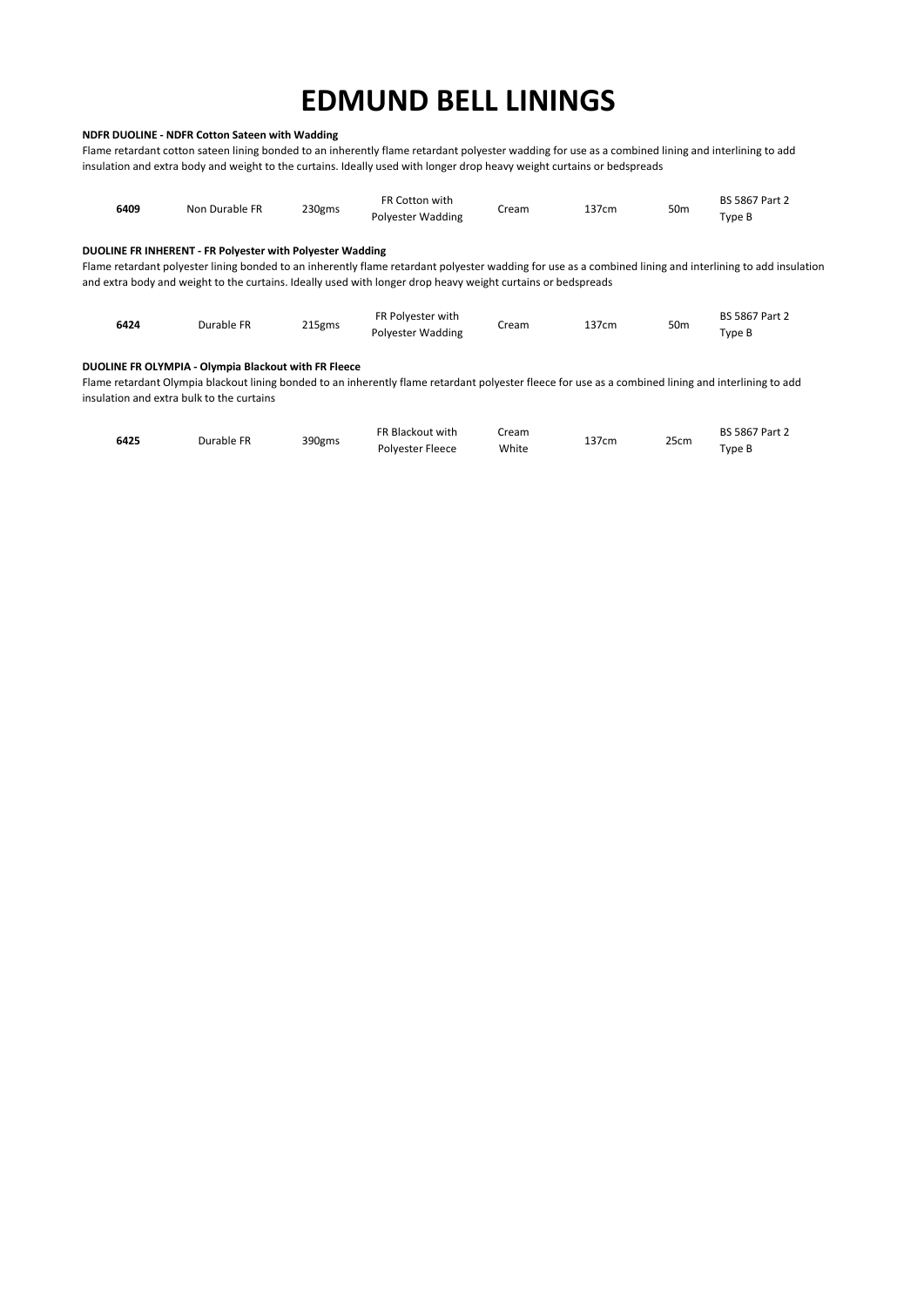# EDMUND BELL LININGS

**NDFR DUOLINE - NDFR Cotton Sateen with Wadding**

Flame retardant cotton sateen lining bonded to an inherently flame retardant polyester wadding for use as a combined lining and interlining to add insulation and extra body and weight to the curtains. Ideally used with longer drop heavy weight curtains or bedspreads

| | | | | | | | |
|---|---|---|---|---|---|---|---|
| **6409** | Non Durable FR | 230gms | FR Cotton with Polyester Wadding | Cream | 137cm | 50m | BS 5867 Part 2 Type B |

**DUOLINE FR INHERENT - FR Polyester with Polyester Wadding**

Flame retardant polyester lining bonded to an inherently flame retardant polyester wadding for use as a combined lining and interlining to add insulation and extra body and weight to the curtains. Ideally used with longer drop heavy weight curtains or bedspreads

| | | | | | | | |
|---|---|---|---|---|---|---|---|
| **6424** | Durable FR | 215gms | FR Polyester with Polyester Wadding | Cream | 137cm | 50m | BS 5867 Part 2 Type B |

**DUOLINE FR OLYMPIA - Olympia Blackout with FR Fleece**

Flame retardant Olympia blackout lining bonded to an inherently flame retardant polyester fleece for use as a combined lining and interlining to add insulation and extra bulk to the curtains

| | | | | | | | |
|---|---|---|---|---|---|---|---|
| **6425** | Durable FR | 390gms | FR Blackout with Polyester Fleece | Cream White | 137cm | 25cm | BS 5867 Part 2 Type B |